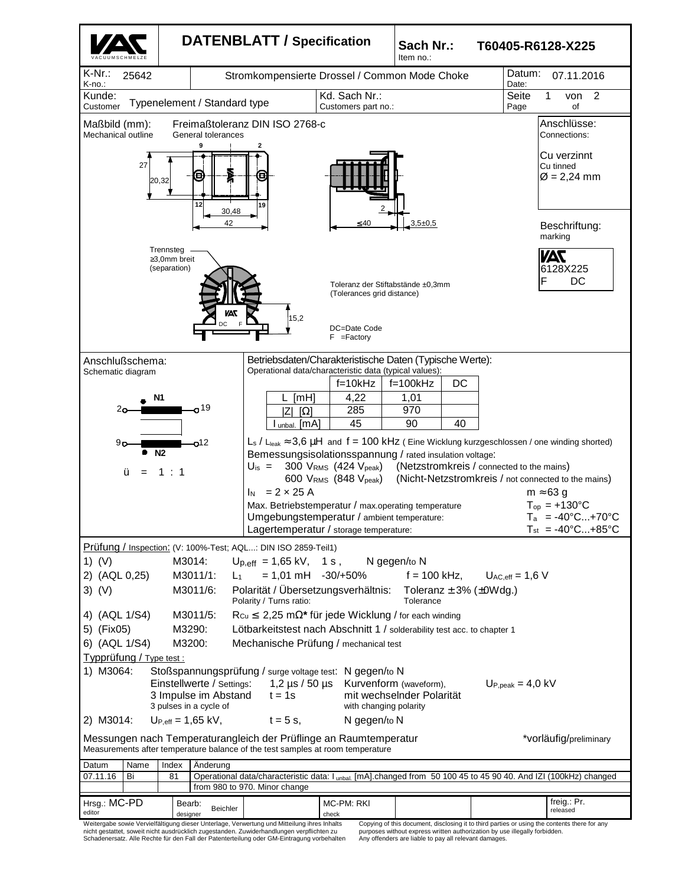# DATENBLATT / Specification

**Sach Nr.** / Item no.: **T60405-R6128-X225**

| | | | |
|---|---|---|---|
| K-Nr.: / K-no.: 25642 | Stromkompensierte Drossel / Common Mode Choke | | Datum: / Date: 07.11.2016 |
| Kunde: / Customer: Typenelement / Standard type | Kd. Sach Nr.: / Customers part no.: | | Seite 1 von 2 / Page of |

## Maßbild (mm): / Mechanical outline

Freimaßtoleranz DIN ISO 2768-c / General tolerances

9 2 12 19

27

20,32

30,48

42

2

≤40

3,5±0,5

Trennsteg ≥3,0mm breit (separation)

15,2

DC F

Toleranz der Stiftabstände ±0,3mm (Tolerances grid distance)

DC=Date Code
F =Factory

**Anschlüsse:** / Connections:

Cu verzinnt / Cu tinned
Ø = 2,24 mm

**Beschriftung:** / marking

VAC
6128X225
F DC

## Anschlußschema: / Schematic diagram

2 — N1 — 19

9 — N2 — 12

ü = 1 : 1

## Betriebsdaten/Charakteristische Daten (Typische Werte): / Operational data/characteristic data (typical values):

| | f=10kHz | f=100kHz | DC |
|---|---|---|---|
| L [mH] | 4,22 | 1,01 | |
| \|Z\| [Ω] | 285 | 970 | |
| $I_{unbal.}$ [mA] | 45 | 90 | 40 |

$L_s$ / $L_{leak}$ ≈ 3,6 µH and f = 100 kHz ( Eine Wicklung kurzgeschlossen / one winding shorted)

Bemessungsisolationsspannung / rated insulation voltage:

$U_{is}$ = 300 $V_{RMS}$ (424 $V_{peak}$) (Netzstromkreis / connected to the mains)
600 $V_{RMS}$ (848 $V_{peak}$) (Nicht-Netzstromkreis / not connected to the mains)

$I_N$ = 2 × 25 A — m ≈ 63 g

Max. Betriebstemperatur / max.operating temperature — $T_{op}$ = +130°C

Umgebungstemperatur / ambient temperature: — $T_a$ = -40°C...+70°C

Lagertemperatur / storage temperature: — $T_{st}$ = -40°C...+85°C

## Prüfung / Inspection: (V: 100%-Test; AQL...: DIN ISO 2859-Teil1)

1) (V) M3014: $U_{p,eff}$ = 1,65 kV, 1 s , N gegen/to N

2) (AQL 0,25) M3011/1: $L_1$ = 1,01 mH -30/+50% f = 100 kHz, $U_{AC,eff}$ = 1,6 V

3) (V) M3011/6: Polarität / Übersetzungsverhältnis: / Polarity / Turns ratio: Toleranz ± 3% (±0Wdg.) / Tolerance

4) (AQL 1/S4) M3011/5: $R_{Cu}$ ≤ 2,25 mΩ* für jede Wicklung / for each winding

5) (Fix05) M3290: Lötbarkeitstest nach Abschnitt 1 / solderability test acc. to chapter 1

6) (AQL 1/S4) M3200: Mechanische Prüfung / mechanical test

## Typprüfung / Type test :

1) M3064: Stoßspannungsprüfung / surge voltage test: N gegen/to N
Einstellwerte / Settings: 1,2 µs / 50 µs Kurvenform (waveform), $U_{P,peak}$ = 4,0 kV
3 Impulse im Abstand / 3 pulses in a cycle of t = 1s mit wechselnder Polarität / with changing polarity

2) M3014: $U_{P,eff}$ = 1,65 kV, t = 5 s, N gegen/to N

Messungen nach Temperaturangleich der Prüflinge an Raumtemperatur
Measurements after temperature balance of the test samples at room temperature

*vorläufig/preliminary

| Datum | Name | Index | Änderung |
|---|---|---|---|
| 07.11.16 | Bi | 81 | Operational data/characteristic data: $I_{unbal.}$ [mA].changed from 50 100 45 to 45 90 40. And IZI (100kHz) changed from 980 to 970. Minor change |

| | | | |
|---|---|---|---|
| Hrsg.: MC-PD / editor | Bearb.: Beichler / designer | MC-PM: RKI / check | freig.: Pr. / released |

Weitergabe sowie Vervielfältigung dieser Unterlage, Verwertung und Mitteilung ihres Inhalts nicht gestattet, soweit nicht ausdrücklich zugestanden. Zuwiderhandlungen verpflichten zu Schadenersatz. Alle Rechte für den Fall der Patenterteilung oder GM-Eintragung vorbehalten

Copying of this document, disclosing it to third parties or using the contents there for any purposes without express written authorization by use illegally forbidden. Any offenders are liable to pay all relevant damages.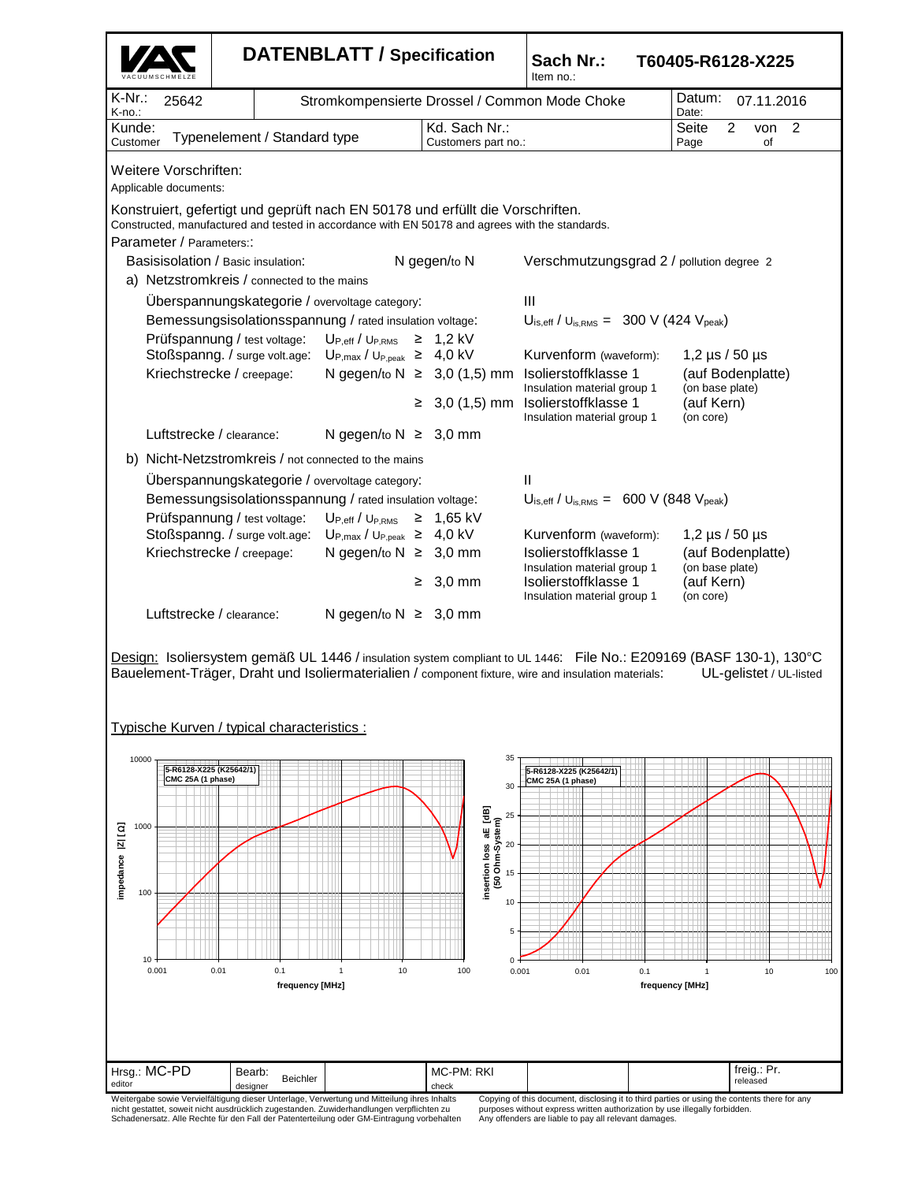# DATENBLATT / Specification

**Sach Nr.: / Item no.:** T60405-R6128-X225

| | | |
|---|---|---|
| K-Nr.: / K-no.: 25642 | Stromkompensierte Drossel / Common Mode Choke | Datum: / Date: 07.11.2016 |
| Kunde: / Customer: Typenelement / Standard type | Kd. Sach Nr.: / Customers part no.: | Seite 2 von 2 / Page 2 of 2 |

Weitere Vorschriften:
Applicable documents:

Konstruiert, gefertigt und geprüft nach EN 50178 und erfüllt die Vorschriften.
Constructed, manufactured and tested in accordance with EN 50178 and agrees with the standards.

Parameter / Parameters::

Basisisolation / Basic insulation: N gegen/to N — Verschmutzungsgrad 2 / pollution degree 2

a) Netzstromkreis / connected to the mains

| | | | |
|---|---|---|---|
| Überspannungskategorie / overvoltage category: | | III | |
| Bemessungsisolationsspannung / rated insulation voltage: | | $U_{is,eff}$ / $U_{is,RMS}$ = 300 V (424 $V_{peak}$) | |
| Prüfspannung / test voltage: | $U_{P,eff}$ / $U_{P,RMS}$ ≥ 1,2 kV | | |
| Stoßspanng. / surge volt.age: | $U_{P,max}$ / $U_{P,peak}$ ≥ 4,0 kV | Kurvenform (waveform): | 1,2 µs / 50 µs |
| Kriechstrecke / creepage: | N gegen/to N ≥ 3,0 (1,5) mm | Isolierstoffklasse 1 / Insulation material group 1 | (auf Bodenplatte) / (on base plate) |
| | ≥ 3,0 (1,5) mm | Isolierstoffklasse 1 / Insulation material group 1 | (auf Kern) / (on core) |
| Luftstrecke / clearance: | N gegen/to N ≥ 3,0 mm | | |

b) Nicht-Netzstromkreis / not connected to the mains

| | | | |
|---|---|---|---|
| Überspannungskategorie / overvoltage category: | | II | |
| Bemessungsisolationsspannung / rated insulation voltage: | | $U_{is,eff}$ / $U_{is,RMS}$ = 600 V (848 $V_{peak}$) | |
| Prüfspannung / test voltage: | $U_{P,eff}$ / $U_{P,RMS}$ ≥ 1,65 kV | | |
| Stoßspanng. / surge volt.age: | $U_{P,max}$ / $U_{P,peak}$ ≥ 4,0 kV | Kurvenform (waveform): | 1,2 µs / 50 µs |
| Kriechstrecke / creepage: | N gegen/to N ≥ 3,0 mm | Isolierstoffklasse 1 / Insulation material group 1 | (auf Bodenplatte) / (on base plate) |
| | ≥ 3,0 mm | Isolierstoffklasse 1 / Insulation material group 1 | (auf Kern) / (on core) |
| Luftstrecke / clearance: | N gegen/to N ≥ 3,0 mm | | |

Design: Isoliersystem gemäß UL 1446 / insulation system compliant to UL 1446: File No.: E209169 (BASF 130-1), 130°C
Bauelement-Träger, Draht und Isoliermaterialien / component fixture, wire and insulation materials: UL-gelistet / UL-listed

Typische Kurven / typical characteristics :

5-R6128-X225 (K25642/1)
CMC 25A (1 phase)
impedance |Z| [Ω]
10000
1000
100
10
0.001 0.01 0.1 1 10 100
frequency [MHz]

5-R6128-X225 (K25642/1)
CMC 25A (1 phase)
insertion loss aE [dB] (50 Ohm-System)
35
30
25
20
15
10
5
0
0.001 0.01 0.1 1 10 100
frequency [MHz]

| | | | | |
|---|---|---|---|---|
| Hrsg.: MC-PD / editor | Bearb: / designer Beichler | MC-PM: RKI / check | | freig.: Pr. / released |

Weitergabe sowie Vervielfältigung dieser Unterlage, Verwertung und Mitteilung ihres Inhalts nicht gestattet, soweit nicht ausdrücklich zugestanden. Zuwiderhandlungen verpflichten zu Schadenersatz. Alle Rechte für den Fall der Patenterteilung oder GM-Eintragung vorbehalten

Copying of this document, disclosing it to third parties or using the contents there for any purposes without express written authorization by use illegally forbidden. Any offenders are liable to pay all relevant damages.